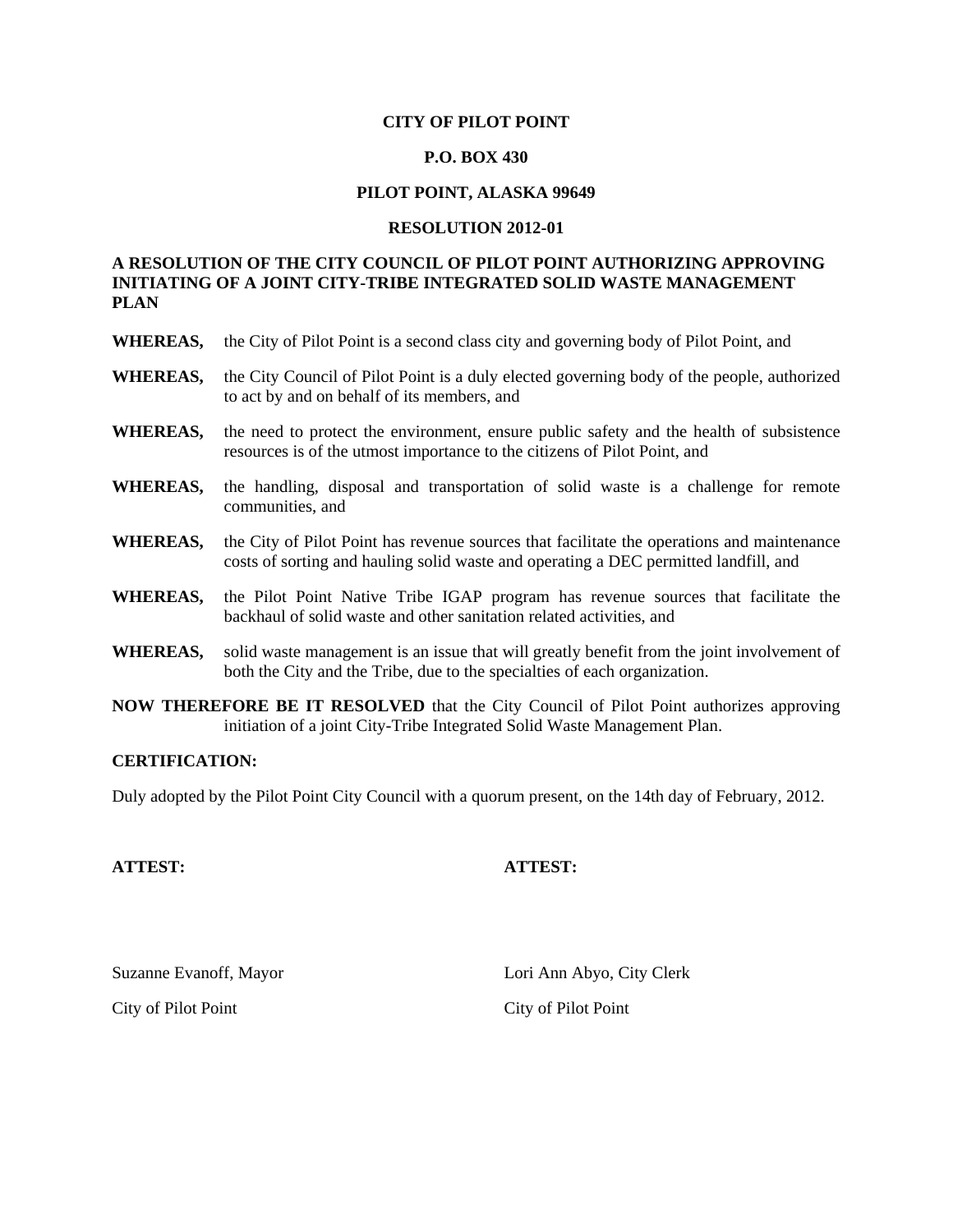**CITY OF PILOT POINT**

**P.O. BOX 430**

**PILOT POINT, ALASKA 99649**

**RESOLUTION 2012-01**

**A RESOLUTION OF THE CITY COUNCIL OF PILOT POINT AUTHORIZING APPROVING INITIATING OF A JOINT CITY-TRIBE INTEGRATED SOLID WASTE MANAGEMENT PLAN**

**WHEREAS,** the City of Pilot Point is a second class city and governing body of Pilot Point, and

**WHEREAS,** the City Council of Pilot Point is a duly elected governing body of the people, authorized to act by and on behalf of its members, and

**WHEREAS,** the need to protect the environment, ensure public safety and the health of subsistence resources is of the utmost importance to the citizens of Pilot Point, and

**WHEREAS,** the handling, disposal and transportation of solid waste is a challenge for remote communities, and

**WHEREAS,** the City of Pilot Point has revenue sources that facilitate the operations and maintenance costs of sorting and hauling solid waste and operating a DEC permitted landfill, and

**WHEREAS,** the Pilot Point Native Tribe IGAP program has revenue sources that facilitate the backhaul of solid waste and other sanitation related activities, and

**WHEREAS,** solid waste management is an issue that will greatly benefit from the joint involvement of both the City and the Tribe, due to the specialties of each organization.

**NOW THEREFORE BE IT RESOLVED** that the City Council of Pilot Point authorizes approving initiation of a joint City-Tribe Integrated Solid Waste Management Plan.

**CERTIFICATION:**

Duly adopted by the Pilot Point City Council with a quorum present, on the 14th day of February, 2012.

**ATTEST:**

Suzanne Evanoff, Mayor

City of Pilot Point

**ATTEST:**

Lori Ann Abyo, City Clerk

City of Pilot Point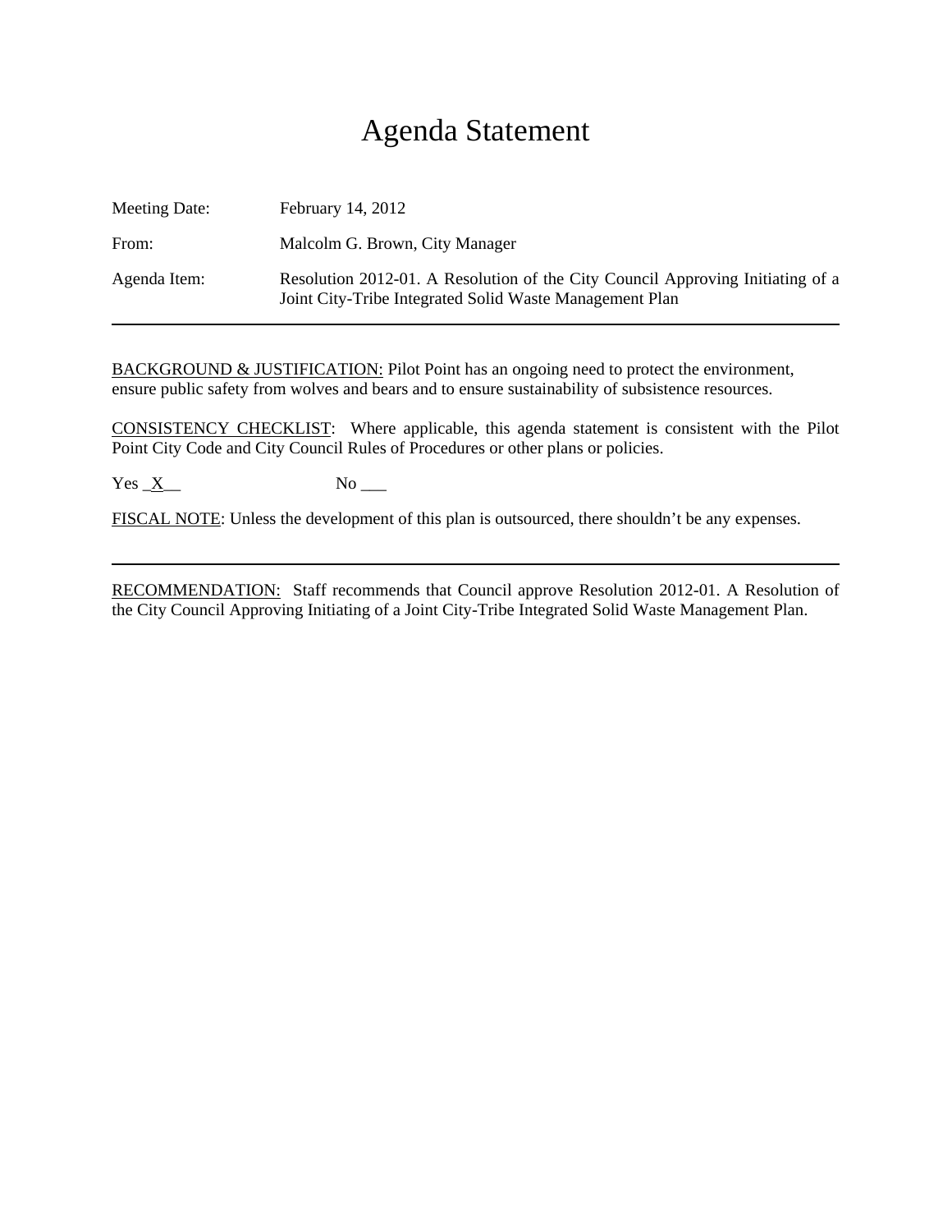# Agenda Statement

| | |
|---|---|
| Meeting Date: | February 14, 2012 |
| From: | Malcolm G. Brown, City Manager |
| Agenda Item: | Resolution 2012-01. A Resolution of the City Council Approving Initiating of a Joint City-Tribe Integrated Solid Waste Management Plan |

---

BACKGROUND & JUSTIFICATION: Pilot Point has an ongoing need to protect the environment, ensure public safety from wolves and bears and to ensure sustainability of subsistence resources.

CONSISTENCY CHECKLIST: Where applicable, this agenda statement is consistent with the Pilot Point City Code and City Council Rules of Procedures or other plans or policies.

Yes _X__ No ___

FISCAL NOTE: Unless the development of this plan is outsourced, there shouldn't be any expenses.

---

RECOMMENDATION: Staff recommends that Council approve Resolution 2012-01. A Resolution of the City Council Approving Initiating of a Joint City-Tribe Integrated Solid Waste Management Plan.